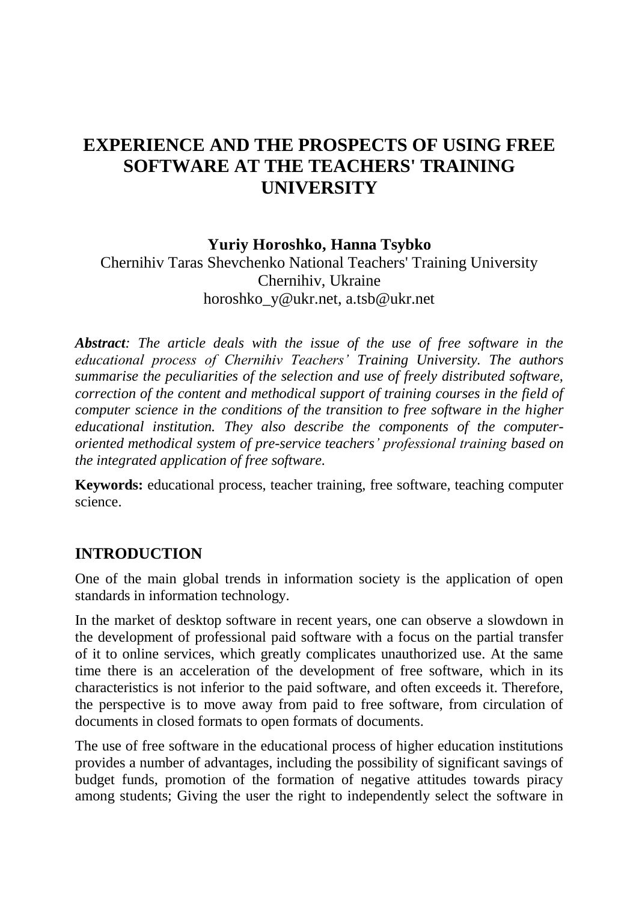# EXPERIENCE AND THE PROSPECTS OF USING FREE SOFTWARE AT THE TEACHERS' TRAINING UNIVERSITY

**Yuriy Horoshko, Hanna Tsybko**
Chernihiv Taras Shevchenko National Teachers' Training University
Chernihiv, Ukraine
horoshko_y@ukr.net, a.tsb@ukr.net

***Abstract**: The article deals with the issue of the use of free software in the educational process of Chernihiv Teachers' Training University. The authors summarise the peculiarities of the selection and use of freely distributed software, correction of the content and methodical support of training courses in the field of computer science in the conditions of the transition to free software in the higher educational institution. They also describe the components of the computer-oriented methodical system of pre-service teachers' professional training based on the integrated application of free software.*

**Keywords:** educational process, teacher training, free software, teaching computer science.

## INTRODUCTION

One of the main global trends in information society is the application of open standards in information technology.

In the market of desktop software in recent years, one can observe a slowdown in the development of professional paid software with a focus on the partial transfer of it to online services, which greatly complicates unauthorized use. At the same time there is an acceleration of the development of free software, which in its characteristics is not inferior to the paid software, and often exceeds it. Therefore, the perspective is to move away from paid to free software, from circulation of documents in closed formats to open formats of documents.

The use of free software in the educational process of higher education institutions provides a number of advantages, including the possibility of significant savings of budget funds, promotion of the formation of negative attitudes towards piracy among students; Giving the user the right to independently select the software in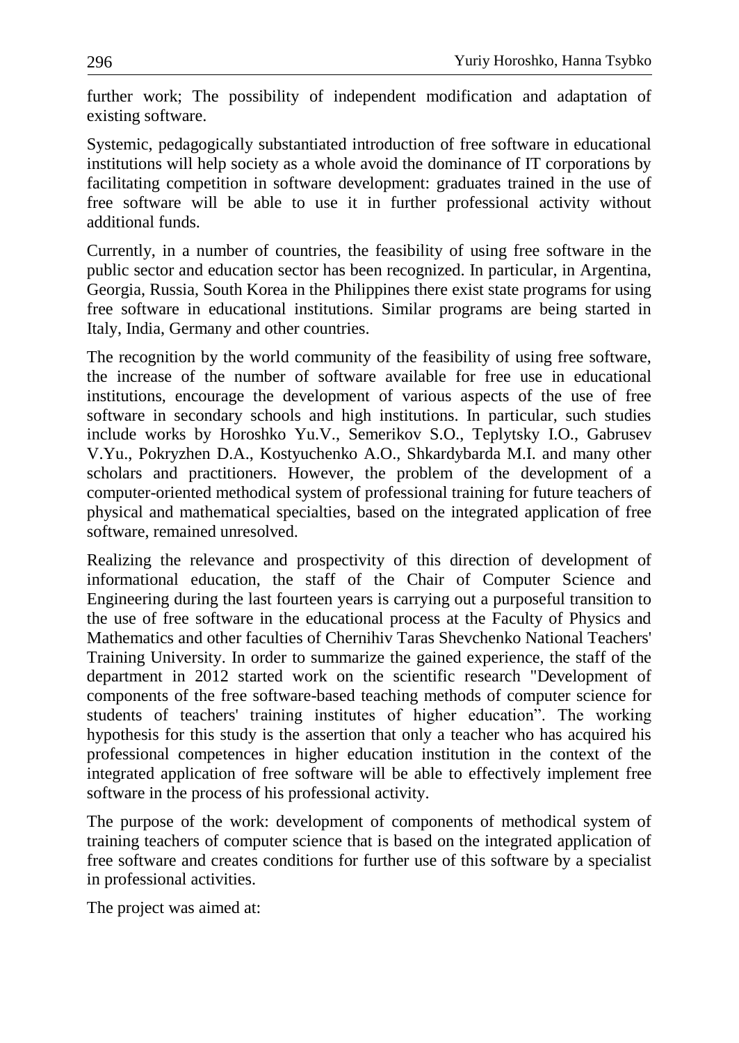further work; The possibility of independent modification and adaptation of existing software.

Systemic, pedagogically substantiated introduction of free software in educational institutions will help society as a whole avoid the dominance of IT corporations by facilitating competition in software development: graduates trained in the use of free software will be able to use it in further professional activity without additional funds.

Currently, in a number of countries, the feasibility of using free software in the public sector and education sector has been recognized. In particular, in Argentina, Georgia, Russia, South Korea in the Philippines there exist state programs for using free software in educational institutions. Similar programs are being started in Italy, India, Germany and other countries.

The recognition by the world community of the feasibility of using free software, the increase of the number of software available for free use in educational institutions, encourage the development of various aspects of the use of free software in secondary schools and high institutions. In particular, such studies include works by Horoshko Yu.V., Semerikov S.O., Teplytsky I.O., Gabrusev V.Yu., Pokryzhen D.A., Kostyuchenko A.O., Shkardybarda M.I. and many other scholars and practitioners. However, the problem of the development of a computer-oriented methodical system of professional training for future teachers of physical and mathematical specialties, based on the integrated application of free software, remained unresolved.

Realizing the relevance and prospectivity of this direction of development of informational education, the staff of the Chair of Computer Science and Engineering during the last fourteen years is carrying out a purposeful transition to the use of free software in the educational process at the Faculty of Physics and Mathematics and other faculties of Chernihiv Taras Shevchenko National Teachers' Training University. In order to summarize the gained experience, the staff of the department in 2012 started work on the scientific research "Development of components of the free software-based teaching methods of computer science for students of teachers' training institutes of higher education". The working hypothesis for this study is the assertion that only a teacher who has acquired his professional competences in higher education institution in the context of the integrated application of free software will be able to effectively implement free software in the process of his professional activity.

The purpose of the work: development of components of methodical system of training teachers of computer science that is based on the integrated application of free software and creates conditions for further use of this software by a specialist in professional activities.

The project was aimed at: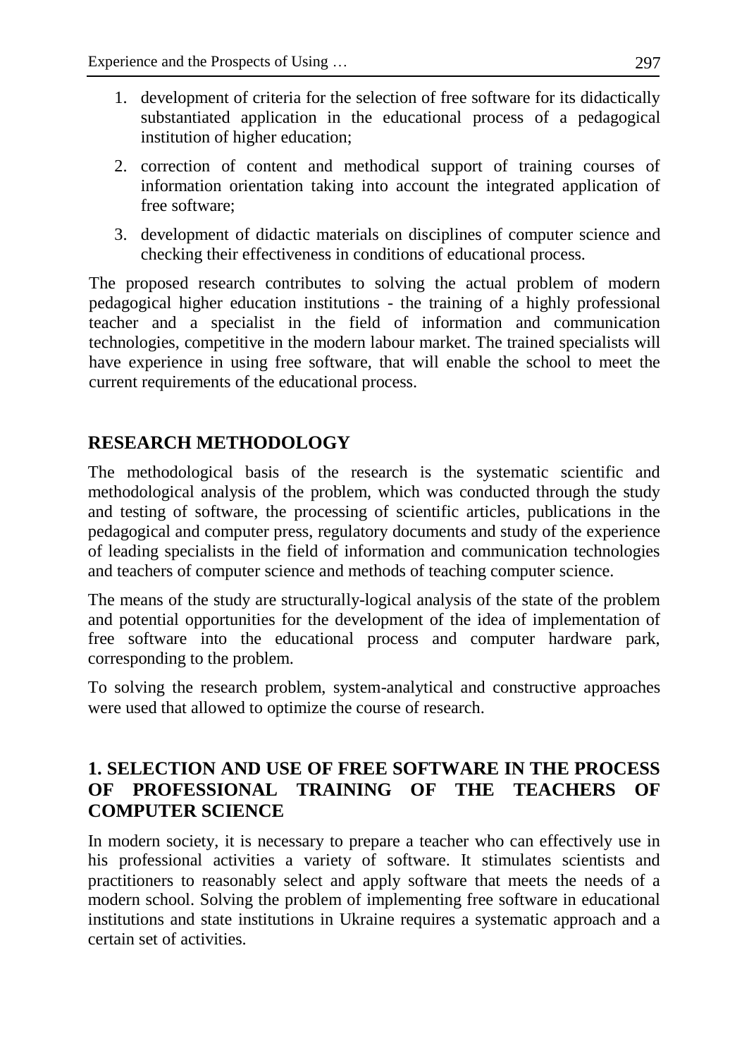1. development of criteria for the selection of free software for its didactically substantiated application in the educational process of a pedagogical institution of higher education;
2. correction of content and methodical support of training courses of information orientation taking into account the integrated application of free software;
3. development of didactic materials on disciplines of computer science and checking their effectiveness in conditions of educational process.

The proposed research contributes to solving the actual problem of modern pedagogical higher education institutions - the training of a highly professional teacher and a specialist in the field of information and communication technologies, competitive in the modern labour market. The trained specialists will have experience in using free software, that will enable the school to meet the current requirements of the educational process.

## RESEARCH METHODOLOGY

The methodological basis of the research is the systematic scientific and methodological analysis of the problem, which was conducted through the study and testing of software, the processing of scientific articles, publications in the pedagogical and computer press, regulatory documents and study of the experience of leading specialists in the field of information and communication technologies and teachers of computer science and methods of teaching computer science.

The means of the study are structurally-logical analysis of the state of the problem and potential opportunities for the development of the idea of implementation of free software into the educational process and computer hardware park, corresponding to the problem.

To solving the research problem, system-analytical and constructive approaches were used that allowed to optimize the course of research.

## 1. SELECTION AND USE OF FREE SOFTWARE IN THE PROCESS OF PROFESSIONAL TRAINING OF THE TEACHERS OF COMPUTER SCIENCE

In modern society, it is necessary to prepare a teacher who can effectively use in his professional activities a variety of software. It stimulates scientists and practitioners to reasonably select and apply software that meets the needs of a modern school. Solving the problem of implementing free software in educational institutions and state institutions in Ukraine requires a systematic approach and a certain set of activities.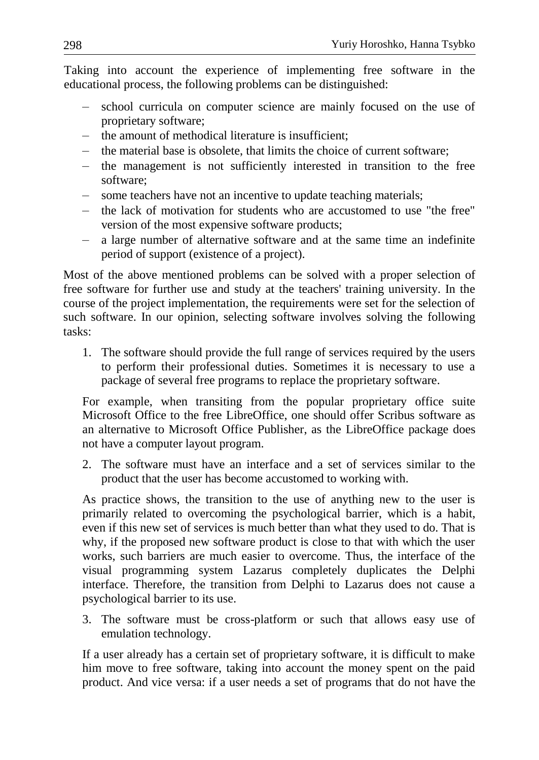Taking into account the experience of implementing free software in the educational process, the following problems can be distinguished:

- school curricula on computer science are mainly focused on the use of proprietary software;
- the amount of methodical literature is insufficient;
- the material base is obsolete, that limits the choice of current software;
- the management is not sufficiently interested in transition to the free software;
- some teachers have not an incentive to update teaching materials;
- the lack of motivation for students who are accustomed to use "the free" version of the most expensive software products;
- a large number of alternative software and at the same time an indefinite period of support (existence of a project).

Most of the above mentioned problems can be solved with a proper selection of free software for further use and study at the teachers' training university. In the course of the project implementation, the requirements were set for the selection of such software. In our opinion, selecting software involves solving the following tasks:

1. The software should provide the full range of services required by the users to perform their professional duties. Sometimes it is necessary to use a package of several free programs to replace the proprietary software.

For example, when transiting from the popular proprietary office suite Microsoft Office to the free LibreOffice, one should offer Scribus software as an alternative to Microsoft Office Publisher, as the LibreOffice package does not have a computer layout program.

2. The software must have an interface and a set of services similar to the product that the user has become accustomed to working with.

As practice shows, the transition to the use of anything new to the user is primarily related to overcoming the psychological barrier, which is a habit, even if this new set of services is much better than what they used to do. That is why, if the proposed new software product is close to that with which the user works, such barriers are much easier to overcome. Thus, the interface of the visual programming system Lazarus completely duplicates the Delphi interface. Therefore, the transition from Delphi to Lazarus does not cause a psychological barrier to its use.

3. The software must be cross-platform or such that allows easy use of emulation technology.

If a user already has a certain set of proprietary software, it is difficult to make him move to free software, taking into account the money spent on the paid product. And vice versa: if a user needs a set of programs that do not have the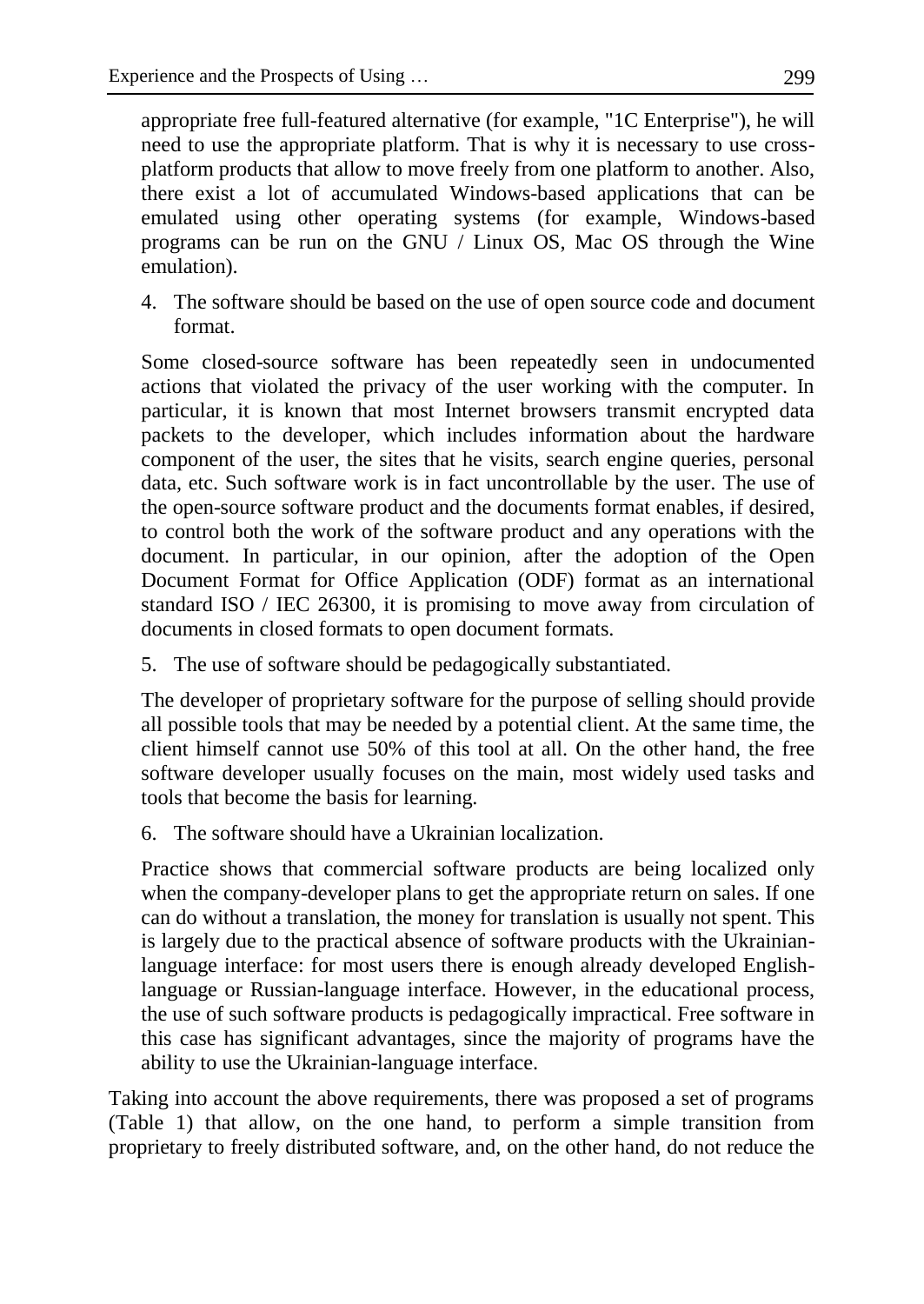appropriate free full-featured alternative (for example, "1C Enterprise"), he will need to use the appropriate platform. That is why it is necessary to use cross-platform products that allow to move freely from one platform to another. Also, there exist a lot of accumulated Windows-based applications that can be emulated using other operating systems (for example, Windows-based programs can be run on the GNU / Linux OS, Mac OS through the Wine emulation).

4. The software should be based on the use of open source code and document format.

Some closed-source software has been repeatedly seen in undocumented actions that violated the privacy of the user working with the computer. In particular, it is known that most Internet browsers transmit encrypted data packets to the developer, which includes information about the hardware component of the user, the sites that he visits, search engine queries, personal data, etc. Such software work is in fact uncontrollable by the user. The use of the open-source software product and the documents format enables, if desired, to control both the work of the software product and any operations with the document. In particular, in our opinion, after the adoption of the Open Document Format for Office Application (ODF) format as an international standard ISO / IEC 26300, it is promising to move away from circulation of documents in closed formats to open document formats.

5. The use of software should be pedagogically substantiated.

The developer of proprietary software for the purpose of selling should provide all possible tools that may be needed by a potential client. At the same time, the client himself cannot use 50% of this tool at all. On the other hand, the free software developer usually focuses on the main, most widely used tasks and tools that become the basis for learning.

6. The software should have a Ukrainian localization.

Practice shows that commercial software products are being localized only when the company-developer plans to get the appropriate return on sales. If one can do without a translation, the money for translation is usually not spent. This is largely due to the practical absence of software products with the Ukrainian-language interface: for most users there is enough already developed English-language or Russian-language interface. However, in the educational process, the use of such software products is pedagogically impractical. Free software in this case has significant advantages, since the majority of programs have the ability to use the Ukrainian-language interface.

Taking into account the above requirements, there was proposed a set of programs (Table 1) that allow, on the one hand, to perform a simple transition from proprietary to freely distributed software, and, on the other hand, do not reduce the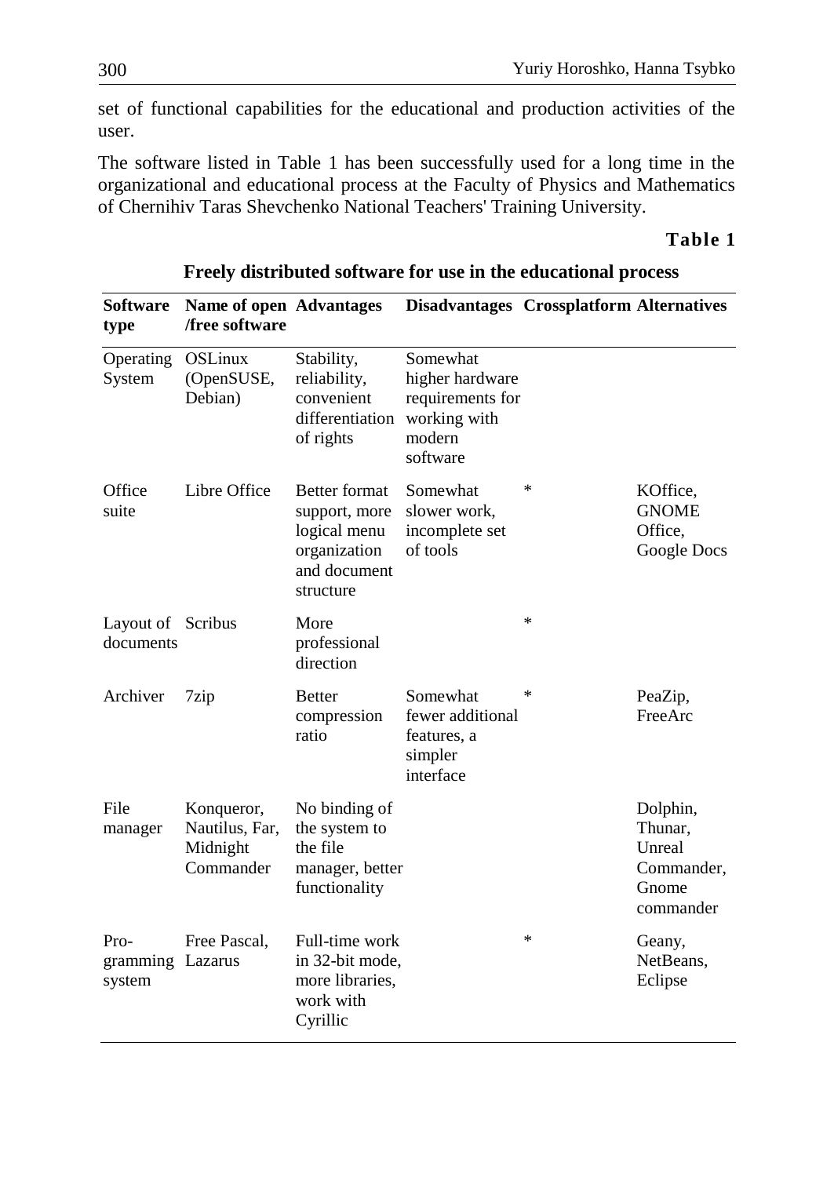set of functional capabilities for the educational and production activities of the user.

The software listed in Table 1 has been successfully used for a long time in the organizational and educational process at the Faculty of Physics and Mathematics of Chernihiv Taras Shevchenko National Teachers' Training University.

**Table 1**

**Freely distributed software for use in the educational process**

| Software type | Name of open /free software | Advantages | Disadvantages | Crossplatform | Alternatives |
|---|---|---|---|---|---|
| Operating System | OSLinux (OpenSUSE, Debian) | Stability, reliability, convenient differentiation of rights | Somewhat higher hardware requirements for working with modern software | | |
| Office suite | Libre Office | Better format support, more logical menu organization and document structure | Somewhat slower work, incomplete set of tools | * | KOffice, GNOME Office, Google Docs |
| Layout of documents | Scribus | More professional direction | | * | |
| Archiver | 7zip | Better compression ratio | Somewhat fewer additional features, a simpler interface | * | PeaZip, FreeArc |
| File manager | Konqueror, Nautilus, Far, Midnight Commander | No binding of the system to the file manager, better functionality | | | Dolphin, Thunar, Unreal Commander, Gnome commander |
| Pro-gramming system | Free Pascal, Lazarus | Full-time work in 32-bit mode, more libraries, work with Cyrillic | | * | Geany, NetBeans, Eclipse |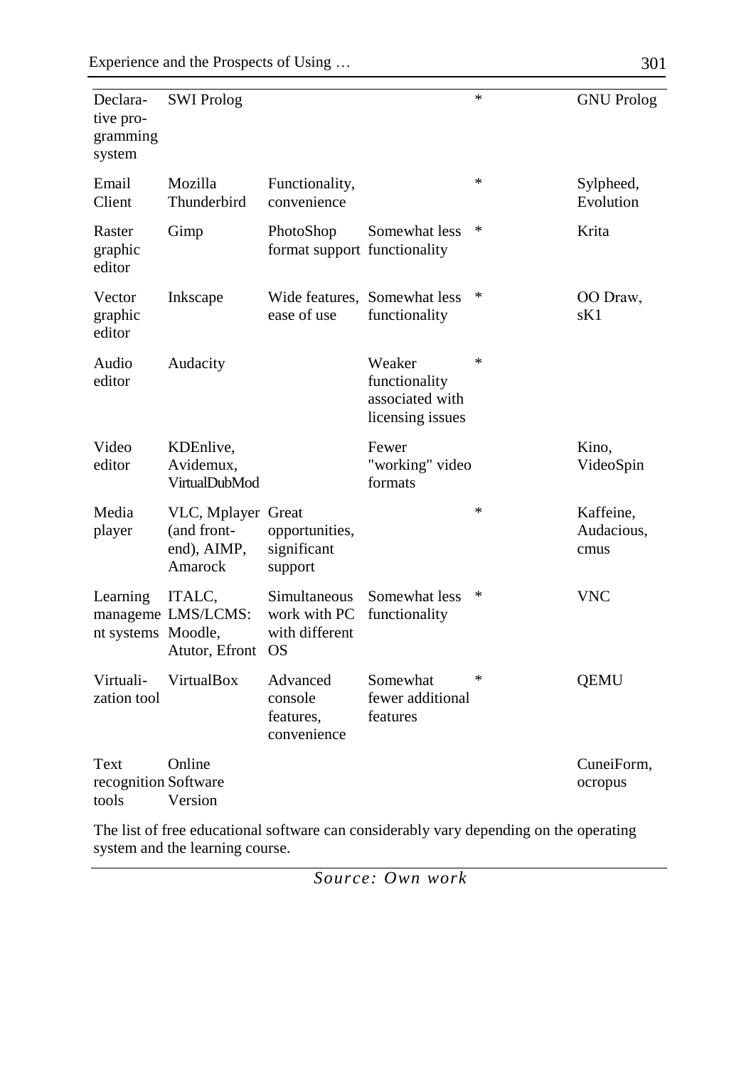| | | | | | |
|---|---|---|---|---|---|
| Declarative programming system | SWI Prolog | | | * | GNU Prolog |
| Email Client | Mozilla Thunderbird | Functionality, convenience | | * | Sylpheed, Evolution |
| Raster graphic editor | Gimp | PhotoShop format support | Somewhat less functionality | * | Krita |
| Vector graphic editor | Inkscape | Wide features, ease of use | Somewhat less functionality | * | OO Draw, sK1 |
| Audio editor | Audacity | | Weaker functionality associated with licensing issues | * | |
| Video editor | KDEnlive, Avidemux, VirtualDubMod | | Fewer "working" video formats | | Kino, VideoSpin |
| Media player | VLC, Mplayer (and front-end), AIMP, Amarock | Great opportunities, significant support | | * | Kaffeine, Audacious, cmus |
| Learning management systems | ITALC, LMS/LCMS: Moodle, Atutor, Efront | Simultaneous work with PC with different OS | Somewhat less functionality | * | VNC |
| Virtualization tool | VirtualBox | Advanced console features, convenience | Somewhat fewer additional features | * | QEMU |
| Text recognition tools | Online Software Version | | | | CuneiForm, ocropus |

The list of free educational software can considerably vary depending on the operating system and the learning course.

*Source: Own work*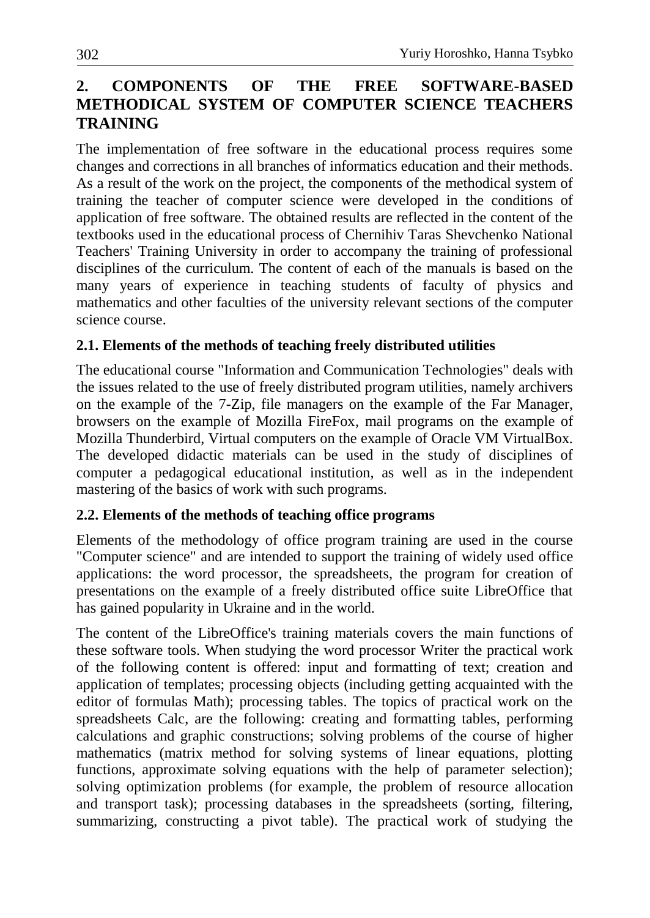## 2. COMPONENTS OF THE FREE SOFTWARE-BASED METHODICAL SYSTEM OF COMPUTER SCIENCE TEACHERS TRAINING

The implementation of free software in the educational process requires some changes and corrections in all branches of informatics education and their methods. As a result of the work on the project, the components of the methodical system of training the teacher of computer science were developed in the conditions of application of free software. The obtained results are reflected in the content of the textbooks used in the educational process of Chernihiv Taras Shevchenko National Teachers' Training University in order to accompany the training of professional disciplines of the curriculum. The content of each of the manuals is based on the many years of experience in teaching students of faculty of physics and mathematics and other faculties of the university relevant sections of the computer science course.

### 2.1. Elements of the methods of teaching freely distributed utilities

The educational course "Information and Communication Technologies" deals with the issues related to the use of freely distributed program utilities, namely archivers on the example of the 7-Zip, file managers on the example of the Far Manager, browsers on the example of Mozilla FireFox, mail programs on the example of Mozilla Thunderbird, Virtual computers on the example of Oracle VM VirtualBox. The developed didactic materials can be used in the study of disciplines of computer a pedagogical educational institution, as well as in the independent mastering of the basics of work with such programs.

### 2.2. Elements of the methods of teaching office programs

Elements of the methodology of office program training are used in the course "Computer science" and are intended to support the training of widely used office applications: the word processor, the spreadsheets, the program for creation of presentations on the example of a freely distributed office suite LibreOffice that has gained popularity in Ukraine and in the world.

The content of the LibreOffice's training materials covers the main functions of these software tools. When studying the word processor Writer the practical work of the following content is offered: input and formatting of text; creation and application of templates; processing objects (including getting acquainted with the editor of formulas Math); processing tables. The topics of practical work on the spreadsheets Calc, are the following: creating and formatting tables, performing calculations and graphic constructions; solving problems of the course of higher mathematics (matrix method for solving systems of linear equations, plotting functions, approximate solving equations with the help of parameter selection); solving optimization problems (for example, the problem of resource allocation and transport task); processing databases in the spreadsheets (sorting, filtering, summarizing, constructing a pivot table). The practical work of studying the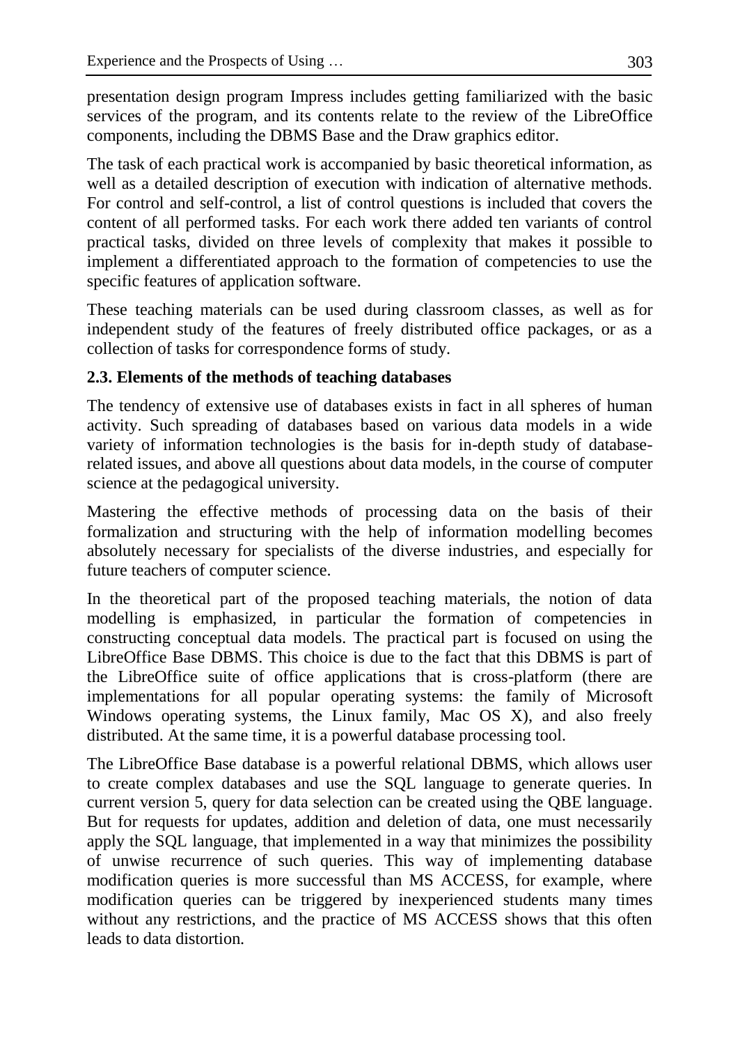presentation design program Impress includes getting familiarized with the basic services of the program, and its contents relate to the review of the LibreOffice components, including the DBMS Base and the Draw graphics editor.

The task of each practical work is accompanied by basic theoretical information, as well as a detailed description of execution with indication of alternative methods. For control and self-control, a list of control questions is included that covers the content of all performed tasks. For each work there added ten variants of control practical tasks, divided on three levels of complexity that makes it possible to implement a differentiated approach to the formation of competencies to use the specific features of application software.

These teaching materials can be used during classroom classes, as well as for independent study of the features of freely distributed office packages, or as a collection of tasks for correspondence forms of study.

### 2.3. Elements of the methods of teaching databases

The tendency of extensive use of databases exists in fact in all spheres of human activity. Such spreading of databases based on various data models in a wide variety of information technologies is the basis for in-depth study of database-related issues, and above all questions about data models, in the course of computer science at the pedagogical university.

Mastering the effective methods of processing data on the basis of their formalization and structuring with the help of information modelling becomes absolutely necessary for specialists of the diverse industries, and especially for future teachers of computer science.

In the theoretical part of the proposed teaching materials, the notion of data modelling is emphasized, in particular the formation of competencies in constructing conceptual data models. The practical part is focused on using the LibreOffice Base DBMS. This choice is due to the fact that this DBMS is part of the LibreOffice suite of office applications that is cross-platform (there are implementations for all popular operating systems: the family of Microsoft Windows operating systems, the Linux family, Mac OS X), and also freely distributed. At the same time, it is a powerful database processing tool.

The LibreOffice Base database is a powerful relational DBMS, which allows user to create complex databases and use the SQL language to generate queries. In current version 5, query for data selection can be created using the QBE language. But for requests for updates, addition and deletion of data, one must necessarily apply the SQL language, that implemented in a way that minimizes the possibility of unwise recurrence of such queries. This way of implementing database modification queries is more successful than MS ACCESS, for example, where modification queries can be triggered by inexperienced students many times without any restrictions, and the practice of MS ACCESS shows that this often leads to data distortion.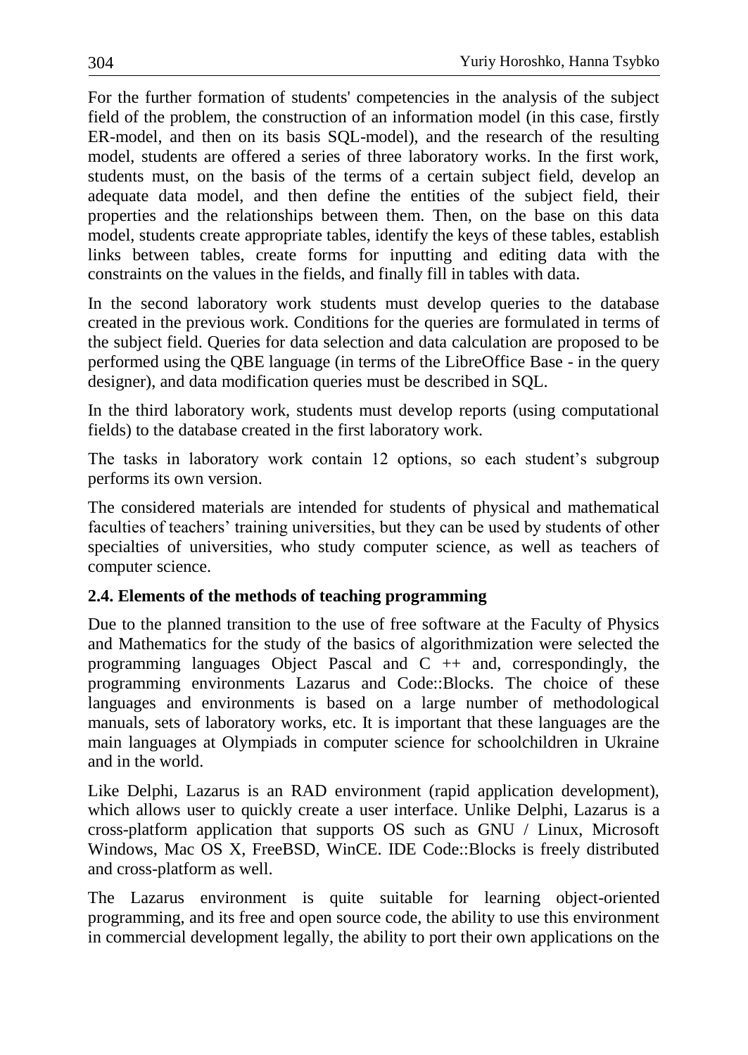For the further formation of students' competencies in the analysis of the subject field of the problem, the construction of an information model (in this case, firstly ER-model, and then on its basis SQL-model), and the research of the resulting model, students are offered a series of three laboratory works. In the first work, students must, on the basis of the terms of a certain subject field, develop an adequate data model, and then define the entities of the subject field, their properties and the relationships between them. Then, on the base on this data model, students create appropriate tables, identify the keys of these tables, establish links between tables, create forms for inputting and editing data with the constraints on the values in the fields, and finally fill in tables with data.

In the second laboratory work students must develop queries to the database created in the previous work. Conditions for the queries are formulated in terms of the subject field. Queries for data selection and data calculation are proposed to be performed using the QBE language (in terms of the LibreOffice Base - in the query designer), and data modification queries must be described in SQL.

In the third laboratory work, students must develop reports (using computational fields) to the database created in the first laboratory work.

The tasks in laboratory work contain 12 options, so each student's subgroup performs its own version.

The considered materials are intended for students of physical and mathematical faculties of teachers' training universities, but they can be used by students of other specialties of universities, who study computer science, as well as teachers of computer science.

### 2.4. Elements of the methods of teaching programming

Due to the planned transition to the use of free software at the Faculty of Physics and Mathematics for the study of the basics of algorithmization were selected the programming languages Object Pascal and C ++ and, correspondingly, the programming environments Lazarus and Code::Blocks. The choice of these languages and environments is based on a large number of methodological manuals, sets of laboratory works, etc. It is important that these languages are the main languages at Olympiads in computer science for schoolchildren in Ukraine and in the world.

Like Delphi, Lazarus is an RAD environment (rapid application development), which allows user to quickly create a user interface. Unlike Delphi, Lazarus is a cross-platform application that supports OS such as GNU / Linux, Microsoft Windows, Mac OS X, FreeBSD, WinCE. IDE Code::Blocks is freely distributed and cross-platform as well.

The Lazarus environment is quite suitable for learning object-oriented programming, and its free and open source code, the ability to use this environment in commercial development legally, the ability to port their own applications on the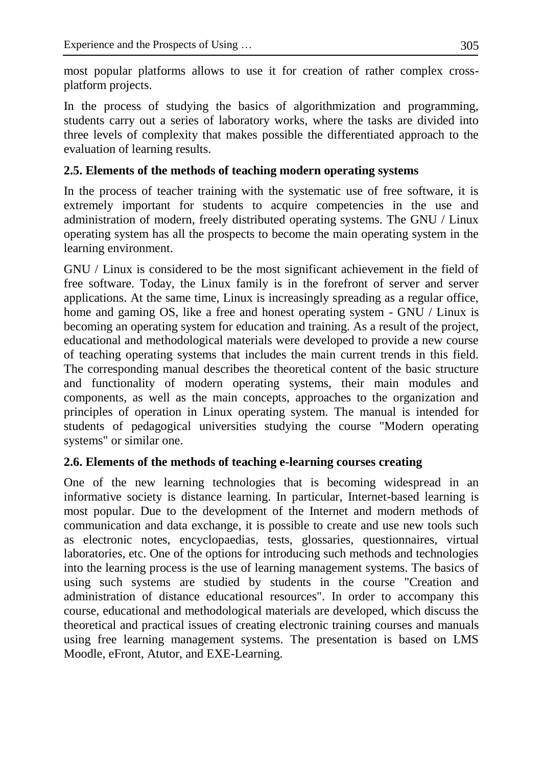most popular platforms allows to use it for creation of rather complex cross-platform projects.

In the process of studying the basics of algorithmization and programming, students carry out a series of laboratory works, where the tasks are divided into three levels of complexity that makes possible the differentiated approach to the evaluation of learning results.

### 2.5. Elements of the methods of teaching modern operating systems

In the process of teacher training with the systematic use of free software, it is extremely important for students to acquire competencies in the use and administration of modern, freely distributed operating systems. The GNU / Linux operating system has all the prospects to become the main operating system in the learning environment.

GNU / Linux is considered to be the most significant achievement in the field of free software. Today, the Linux family is in the forefront of server and server applications. At the same time, Linux is increasingly spreading as a regular office, home and gaming OS, like a free and honest operating system - GNU / Linux is becoming an operating system for education and training. As a result of the project, educational and methodological materials were developed to provide a new course of teaching operating systems that includes the main current trends in this field. The corresponding manual describes the theoretical content of the basic structure and functionality of modern operating systems, their main modules and components, as well as the main concepts, approaches to the organization and principles of operation in Linux operating system. The manual is intended for students of pedagogical universities studying the course "Modern operating systems" or similar one.

### 2.6. Elements of the methods of teaching e-learning courses creating

One of the new learning technologies that is becoming widespread in an informative society is distance learning. In particular, Internet-based learning is most popular. Due to the development of the Internet and modern methods of communication and data exchange, it is possible to create and use new tools such as electronic notes, encyclopaedias, tests, glossaries, questionnaires, virtual laboratories, etc. One of the options for introducing such methods and technologies into the learning process is the use of learning management systems. The basics of using such systems are studied by students in the course "Creation and administration of distance educational resources". In order to accompany this course, educational and methodological materials are developed, which discuss the theoretical and practical issues of creating electronic training courses and manuals using free learning management systems. The presentation is based on LMS Moodle, eFront, Atutor, and EXE-Learning.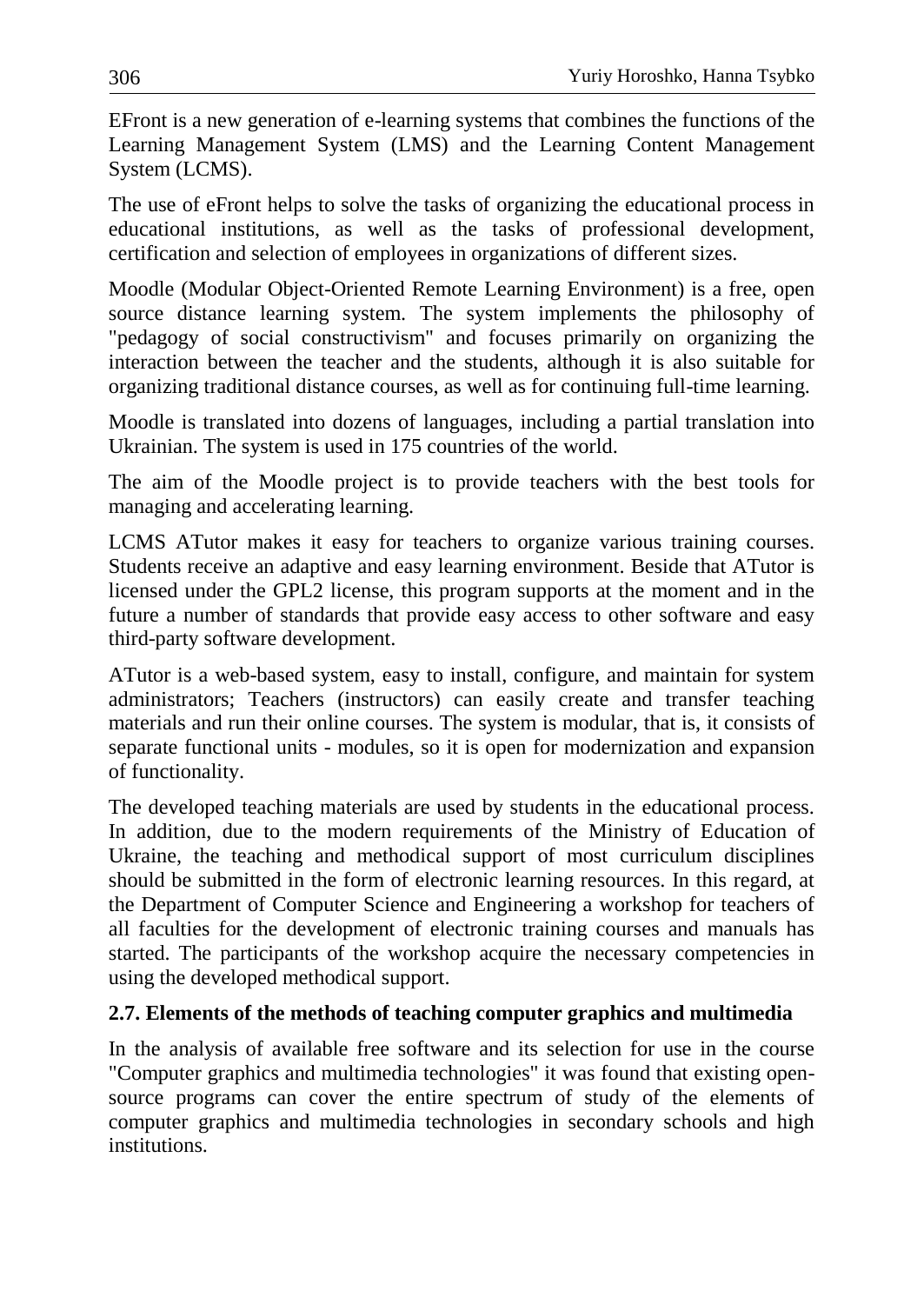EFront is a new generation of e-learning systems that combines the functions of the Learning Management System (LMS) and the Learning Content Management System (LCMS).

The use of eFront helps to solve the tasks of organizing the educational process in educational institutions, as well as the tasks of professional development, certification and selection of employees in organizations of different sizes.

Moodle (Modular Object-Oriented Remote Learning Environment) is a free, open source distance learning system. The system implements the philosophy of "pedagogy of social constructivism" and focuses primarily on organizing the interaction between the teacher and the students, although it is also suitable for organizing traditional distance courses, as well as for continuing full-time learning.

Moodle is translated into dozens of languages, including a partial translation into Ukrainian. The system is used in 175 countries of the world.

The aim of the Moodle project is to provide teachers with the best tools for managing and accelerating learning.

LCMS ATutor makes it easy for teachers to organize various training courses. Students receive an adaptive and easy learning environment. Beside that ATutor is licensed under the GPL2 license, this program supports at the moment and in the future a number of standards that provide easy access to other software and easy third-party software development.

ATutor is a web-based system, easy to install, configure, and maintain for system administrators; Teachers (instructors) can easily create and transfer teaching materials and run their online courses. The system is modular, that is, it consists of separate functional units - modules, so it is open for modernization and expansion of functionality.

The developed teaching materials are used by students in the educational process. In addition, due to the modern requirements of the Ministry of Education of Ukraine, the teaching and methodical support of most curriculum disciplines should be submitted in the form of electronic learning resources. In this regard, at the Department of Computer Science and Engineering a workshop for teachers of all faculties for the development of electronic training courses and manuals has started. The participants of the workshop acquire the necessary competencies in using the developed methodical support.

## 2.7. Elements of the methods of teaching computer graphics and multimedia

In the analysis of available free software and its selection for use in the course "Computer graphics and multimedia technologies" it was found that existing open-source programs can cover the entire spectrum of study of the elements of computer graphics and multimedia technologies in secondary schools and high institutions.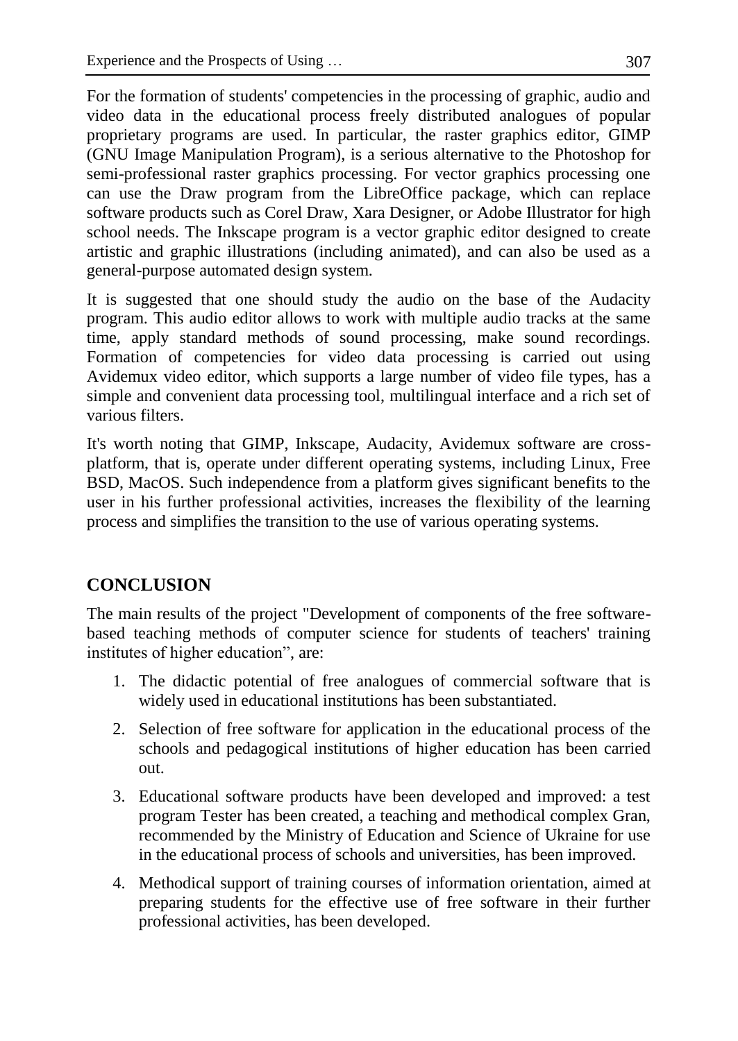For the formation of students' competencies in the processing of graphic, audio and video data in the educational process freely distributed analogues of popular proprietary programs are used. In particular, the raster graphics editor, GIMP (GNU Image Manipulation Program), is a serious alternative to the Photoshop for semi-professional raster graphics processing. For vector graphics processing one can use the Draw program from the LibreOffice package, which can replace software products such as Corel Draw, Xara Designer, or Adobe Illustrator for high school needs. The Inkscape program is a vector graphic editor designed to create artistic and graphic illustrations (including animated), and can also be used as a general-purpose automated design system.

It is suggested that one should study the audio on the base of the Audacity program. This audio editor allows to work with multiple audio tracks at the same time, apply standard methods of sound processing, make sound recordings. Formation of competencies for video data processing is carried out using Avidemux video editor, which supports a large number of video file types, has a simple and convenient data processing tool, multilingual interface and a rich set of various filters.

It's worth noting that GIMP, Inkscape, Audacity, Avidemux software are cross-platform, that is, operate under different operating systems, including Linux, Free BSD, MacOS. Such independence from a platform gives significant benefits to the user in his further professional activities, increases the flexibility of the learning process and simplifies the transition to the use of various operating systems.

## CONCLUSION

The main results of the project "Development of components of the free software-based teaching methods of computer science for students of teachers' training institutes of higher education", are:

1. The didactic potential of free analogues of commercial software that is widely used in educational institutions has been substantiated.
2. Selection of free software for application in the educational process of the schools and pedagogical institutions of higher education has been carried out.
3. Educational software products have been developed and improved: a test program Tester has been created, a teaching and methodical complex Gran, recommended by the Ministry of Education and Science of Ukraine for use in the educational process of schools and universities, has been improved.
4. Methodical support of training courses of information orientation, aimed at preparing students for the effective use of free software in their further professional activities, has been developed.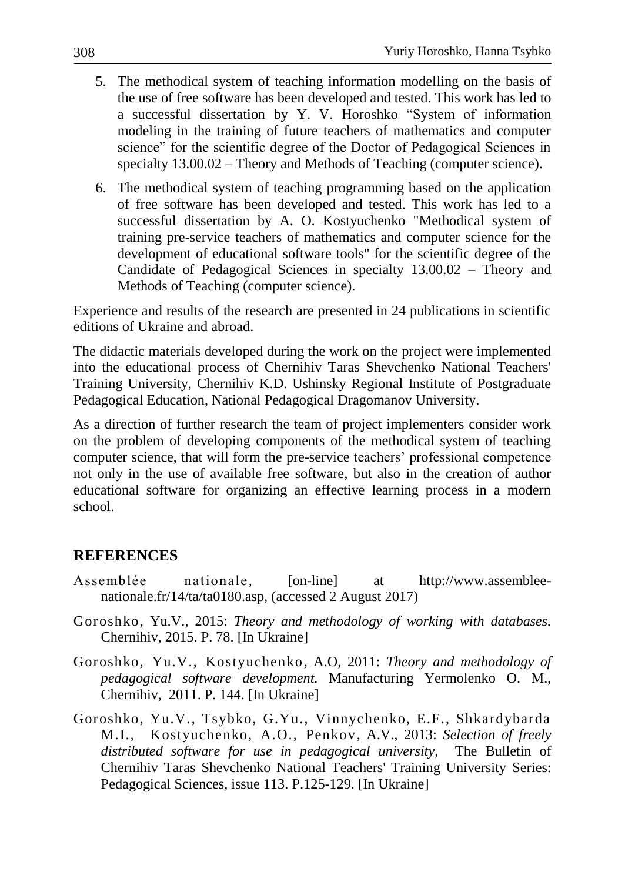5. The methodical system of teaching information modelling on the basis of the use of free software has been developed and tested. This work has led to a successful dissertation by Y. V. Horoshko "System of information modeling in the training of future teachers of mathematics and computer science" for the scientific degree of the Doctor of Pedagogical Sciences in specialty 13.00.02 – Theory and Methods of Teaching (computer science).

6. The methodical system of teaching programming based on the application of free software has been developed and tested. This work has led to a successful dissertation by A. O. Kostyuchenko "Methodical system of training pre-service teachers of mathematics and computer science for the development of educational software tools" for the scientific degree of the Candidate of Pedagogical Sciences in specialty 13.00.02 – Theory and Methods of Teaching (computer science).

Experience and results of the research are presented in 24 publications in scientific editions of Ukraine and abroad.

The didactic materials developed during the work on the project were implemented into the educational process of Chernihiv Taras Shevchenko National Teachers' Training University, Chernihiv K.D. Ushinsky Regional Institute of Postgraduate Pedagogical Education, National Pedagogical Dragomanov University.

As a direction of further research the team of project implementers consider work on the problem of developing components of the methodical system of teaching computer science, that will form the pre-service teachers' professional competence not only in the use of available free software, but also in the creation of author educational software for organizing an effective learning process in a modern school.

## REFERENCES

Assemblée nationale, [on-line] at http://www.assemblee-nationale.fr/14/ta/ta0180.asp, (accessed 2 August 2017)

Goroshko, Yu.V., 2015: *Theory and methodology of working with databases.* Chernihiv, 2015. P. 78. [In Ukraine]

Goroshko, Yu.V., Kostyuchenko, A.O, 2011: *Theory and methodology of pedagogical software development.* Manufacturing Yermolenko O. M., Chernihiv, 2011. P. 144. [In Ukraine]

Goroshko, Yu.V., Tsybko, G.Yu., Vinnychenko, E.F., Shkardybarda M.I., Kostyuchenko, A.O., Penkov, A.V., 2013: *Selection of freely distributed software for use in pedagogical university,* The Bulletin of Chernihiv Taras Shevchenko National Teachers' Training University Series: Pedagogical Sciences, issue 113. P.125-129. [In Ukraine]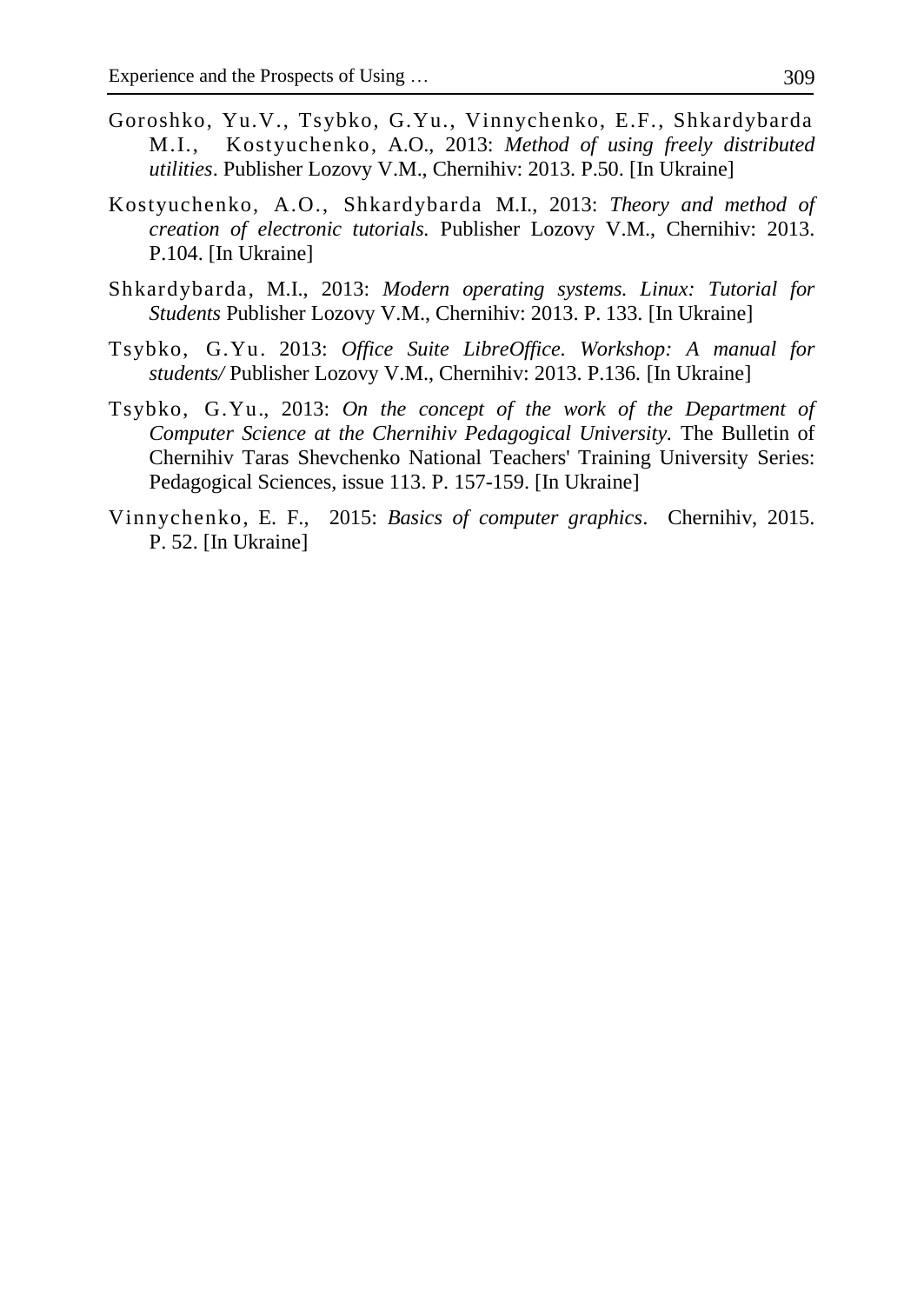Goroshko, Yu.V., Tsybko, G.Yu., Vinnychenko, E.F., Shkardybarda M.I., Kostyuchenko, A.O., 2013: *Method of using freely distributed utilities*. Publisher Lozovy V.M., Chernihiv: 2013. P.50. [In Ukraine]

Kostyuchenko, A.O., Shkardybarda M.I., 2013: *Theory and method of creation of electronic tutorials.* Publisher Lozovy V.M., Chernihiv: 2013. P.104. [In Ukraine]

Shkardybarda, M.I., 2013: *Modern operating systems. Linux: Tutorial for Students* Publisher Lozovy V.M., Chernihiv: 2013. P. 133. [In Ukraine]

Tsybko, G.Yu. 2013: *Office Suite LibreOffice. Workshop: A manual for students/* Publisher Lozovy V.M., Chernihiv: 2013. P.136. [In Ukraine]

Tsybko, G.Yu., 2013: *On the concept of the work of the Department of Computer Science at the Chernihiv Pedagogical University.* The Bulletin of Chernihiv Taras Shevchenko National Teachers' Training University Series: Pedagogical Sciences, issue 113. P. 157-159. [In Ukraine]

Vinnychenko, E. F., 2015: *Basics of computer graphics*. Chernihiv, 2015. P. 52. [In Ukraine]